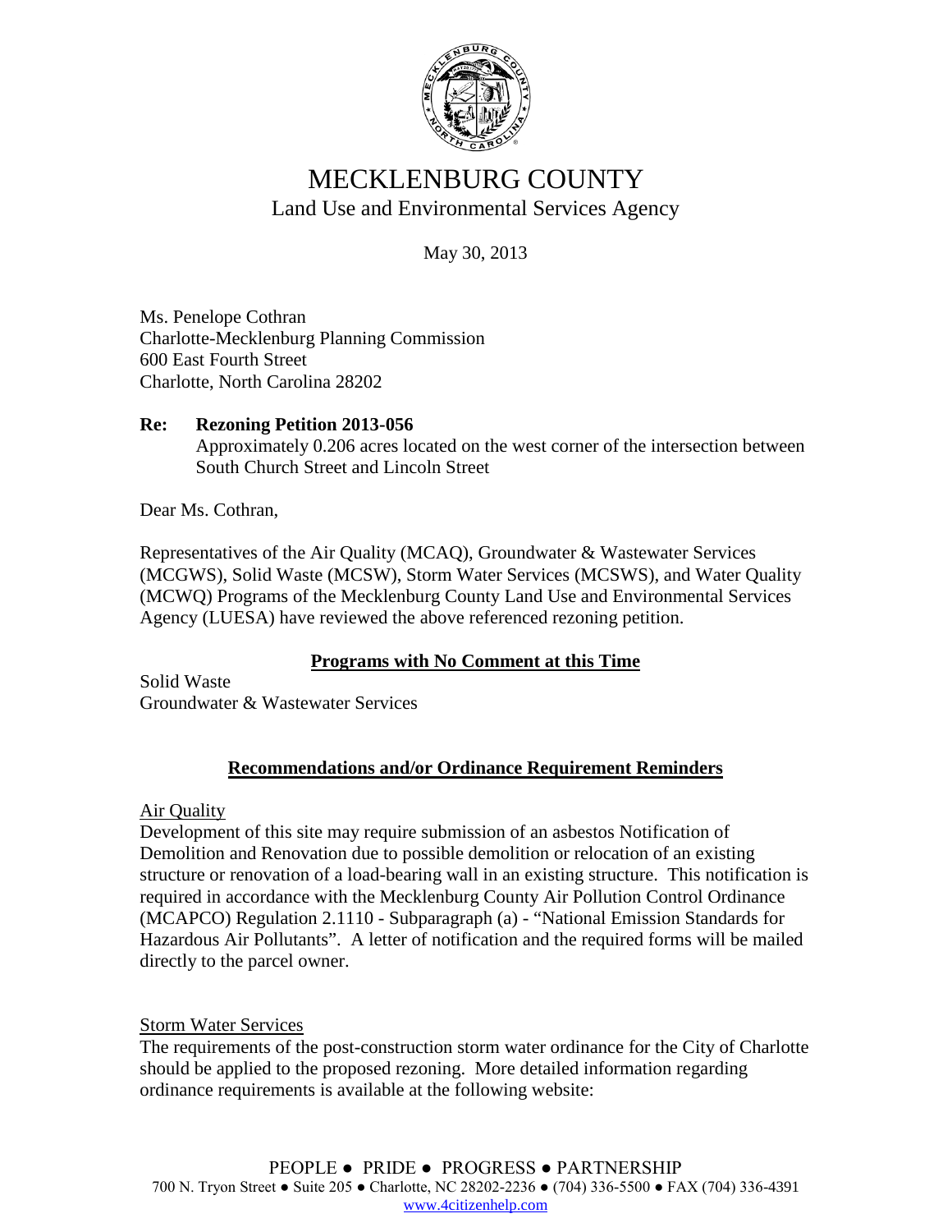# MECKLENBURG COUNTY

## Land Use and Environmental Services Agency

May 30, 2013

Ms. Penelope Cothran
Charlotte-Mecklenburg Planning Commission
600 East Fourth Street
Charlotte, North Carolina 28202

**Re: Rezoning Petition 2013-056**
Approximately 0.206 acres located on the west corner of the intersection between South Church Street and Lincoln Street

Dear Ms. Cothran,

Representatives of the Air Quality (MCAQ), Groundwater & Wastewater Services (MCGWS), Solid Waste (MCSW), Storm Water Services (MCSWS), and Water Quality (MCWQ) Programs of the Mecklenburg County Land Use and Environmental Services Agency (LUESA) have reviewed the above referenced rezoning petition.

**Programs with No Comment at this Time**

Solid Waste
Groundwater & Wastewater Services

**Recommendations and/or Ordinance Requirement Reminders**

Air Quality

Development of this site may require submission of an asbestos Notification of Demolition and Renovation due to possible demolition or relocation of an existing structure or renovation of a load-bearing wall in an existing structure. This notification is required in accordance with the Mecklenburg County Air Pollution Control Ordinance (MCAPCO) Regulation 2.1110 - Subparagraph (a) - "National Emission Standards for Hazardous Air Pollutants". A letter of notification and the required forms will be mailed directly to the parcel owner.

Storm Water Services

The requirements of the post-construction storm water ordinance for the City of Charlotte should be applied to the proposed rezoning. More detailed information regarding ordinance requirements is available at the following website: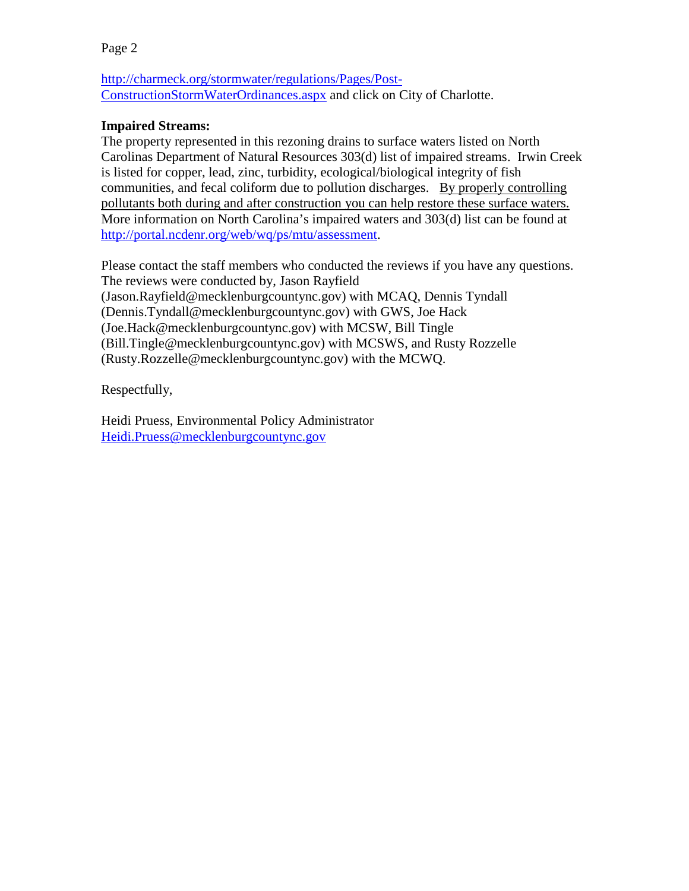http://charmeck.org/stormwater/regulations/Pages/Post-ConstructionStormWaterOrdinances.aspx and click on City of Charlotte.

**Impaired Streams:**
The property represented in this rezoning drains to surface waters listed on North Carolinas Department of Natural Resources 303(d) list of impaired streams. Irwin Creek is listed for copper, lead, zinc, turbidity, ecological/biological integrity of fish communities, and fecal coliform due to pollution discharges. By properly controlling pollutants both during and after construction you can help restore these surface waters. More information on North Carolina's impaired waters and 303(d) list can be found at http://portal.ncdenr.org/web/wq/ps/mtu/assessment.

Please contact the staff members who conducted the reviews if you have any questions. The reviews were conducted by, Jason Rayfield (Jason.Rayfield@mecklenburgcountync.gov) with MCAQ, Dennis Tyndall (Dennis.Tyndall@mecklenburgcountync.gov) with GWS, Joe Hack (Joe.Hack@mecklenburgcountync.gov) with MCSW, Bill Tingle (Bill.Tingle@mecklenburgcountync.gov) with MCSWS, and Rusty Rozzelle (Rusty.Rozzelle@mecklenburgcountync.gov) with the MCWQ.

Respectfully,

Heidi Pruess, Environmental Policy Administrator
Heidi.Pruess@mecklenburgcountync.gov